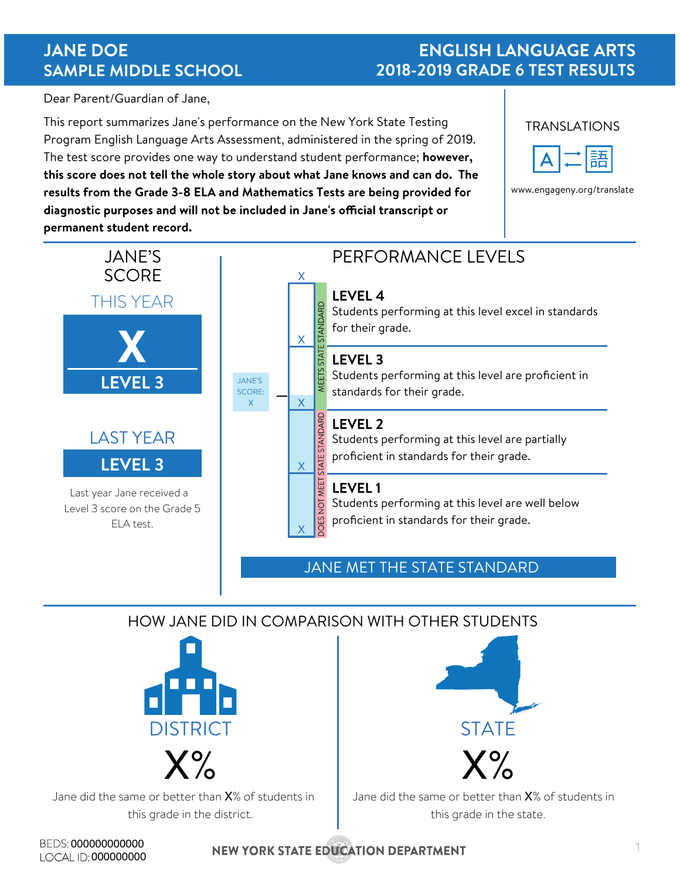# JANE DOE
# SAMPLE MIDDLE SCHOOL

# ENGLISH LANGUAGE ARTS
# 2018-2019 GRADE 6 TEST RESULTS

Dear Parent/Guardian of Jane,

This report summarizes Jane's performance on the New York State Testing Program English Language Arts Assessment, administered in the spring of 2019. The test score provides one way to understand student performance; **however, this score does not tell the whole story about what Jane knows and can do. The results from the Grade 3-8 ELA and Mathematics Tests are being provided for diagnostic purposes and will not be included in Jane's official transcript or permanent student record.**

TRANSLATIONS

www.engageny.org/translate

## JANE'S SCORE

### THIS YEAR

**X**

**LEVEL 3**

### LAST YEAR

**LEVEL 3**

Last year Jane received a Level 3 score on the Grade 5 ELA test.

## PERFORMANCE LEVELS

JANE'S SCORE: X

MEETS STATE STANDARD

**LEVEL 4**
Students performing at this level excel in standards for their grade.

**LEVEL 3**
Students performing at this level are proficient in standards for their grade.

DOES NOT MEET STATE STANDARD

**LEVEL 2**
Students performing at this level are partially proficient in standards for their grade.

**LEVEL 1**
Students performing at this level are well below proficient in standards for their grade.

JANE MET THE STATE STANDARD

## HOW JANE DID IN COMPARISON WITH OTHER STUDENTS

### DISTRICT

**X%**

Jane did the same or better than **X**% of students in this grade in the district.

### STATE

**X%**

Jane did the same or better than **X**% of students in this grade in the state.

BEDS: 000000000000
LOCAL ID: 000000000

NEW YORK STATE EDUCATION DEPARTMENT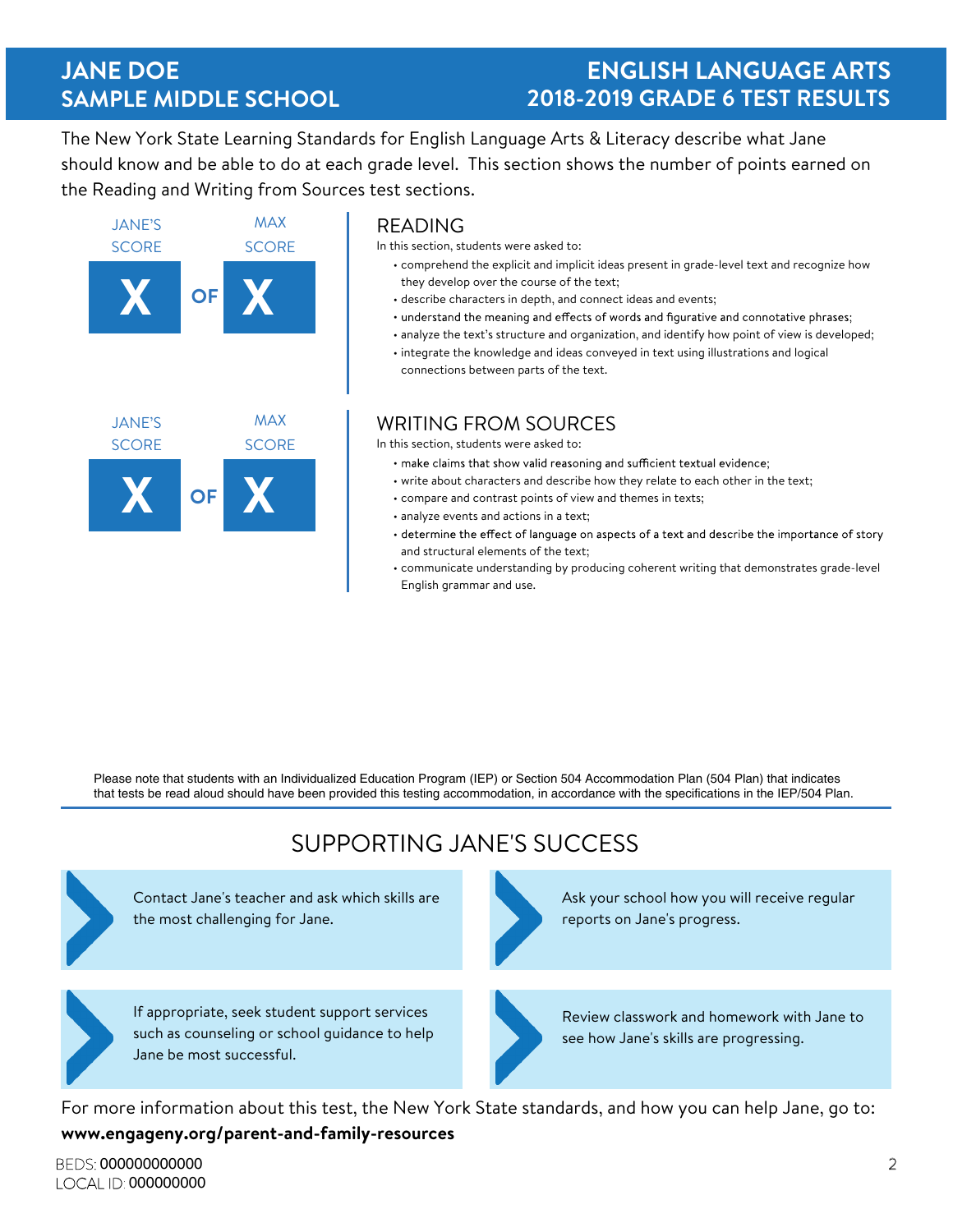# JANE DOE
# SAMPLE MIDDLE SCHOOL

# ENGLISH LANGUAGE ARTS
# 2018-2019 GRADE 6 TEST RESULTS

The New York State Learning Standards for English Language Arts & Literacy describe what Jane should know and be able to do at each grade level. This section shows the number of points earned on the Reading and Writing from Sources test sections.

| JANE'S SCORE | | MAX SCORE |
|---|---|---|
| **X** | **OF** | **X** |

## READING

In this section, students were asked to:

- comprehend the explicit and implicit ideas present in grade-level text and recognize how they develop over the course of the text;
- describe characters in depth, and connect ideas and events;
- understand the meaning and effects of words and figurative and connotative phrases;
- analyze the text's structure and organization, and identify how point of view is developed;
- integrate the knowledge and ideas conveyed in text using illustrations and logical connections between parts of the text.

| JANE'S SCORE | | MAX SCORE |
|---|---|---|
| **X** | **OF** | **X** |

## WRITING FROM SOURCES

In this section, students were asked to:

- make claims that show valid reasoning and sufficient textual evidence;
- write about characters and describe how they relate to each other in the text;
- compare and contrast points of view and themes in texts;
- analyze events and actions in a text;
- determine the effect of language on aspects of a text and describe the importance of story and structural elements of the text;
- communicate understanding by producing coherent writing that demonstrates grade-level English grammar and use.

Please note that students with an Individualized Education Program (IEP) or Section 504 Accommodation Plan (504 Plan) that indicates that tests be read aloud should have been provided this testing accommodation, in accordance with the specifications in the IEP/504 Plan.

## SUPPORTING JANE'S SUCCESS

- Contact Jane's teacher and ask which skills are the most challenging for Jane.
- Ask your school how you will receive regular reports on Jane's progress.
- If appropriate, seek student support services such as counseling or school guidance to help Jane be most successful.
- Review classwork and homework with Jane to see how Jane's skills are progressing.

For more information about this test, the New York State standards, and how you can help Jane, go to:
**www.engageny.org/parent-and-family-resources**

BEDS: 000000000000
LOCAL ID: 000000000